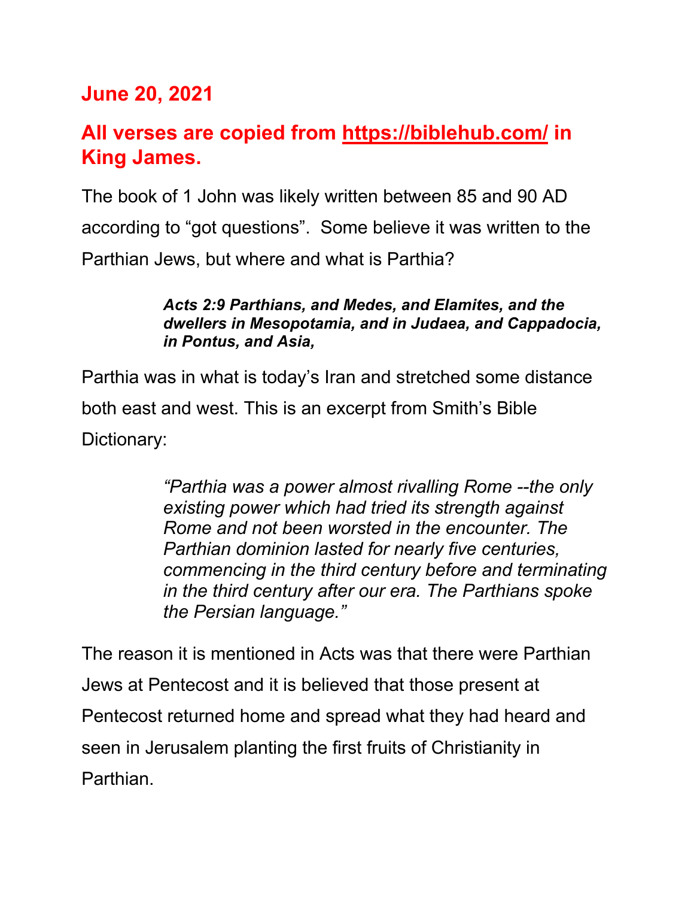**June 20, 2021**

**All verses are copied from [https://biblehub.com/](https://biblehub.com/) in King James.**

The book of 1 John was likely written between 85 and 90 AD according to “got questions”. Some believe it was written to the Parthian Jews, but where and what is Parthia?

> ***Acts 2:9 Parthians, and Medes, and Elamites, and the dwellers in Mesopotamia, and in Judaea, and Cappadocia, in Pontus, and Asia,***

Parthia was in what is today’s Iran and stretched some distance both east and west. This is an excerpt from Smith’s Bible Dictionary:

> *“Parthia was a power almost rivalling Rome --the only existing power which had tried its strength against Rome and not been worsted in the encounter. The Parthian dominion lasted for nearly five centuries, commencing in the third century before and terminating in the third century after our era. The Parthians spoke the Persian language.”*

The reason it is mentioned in Acts was that there were Parthian Jews at Pentecost and it is believed that those present at Pentecost returned home and spread what they had heard and seen in Jerusalem planting the first fruits of Christianity in Parthian.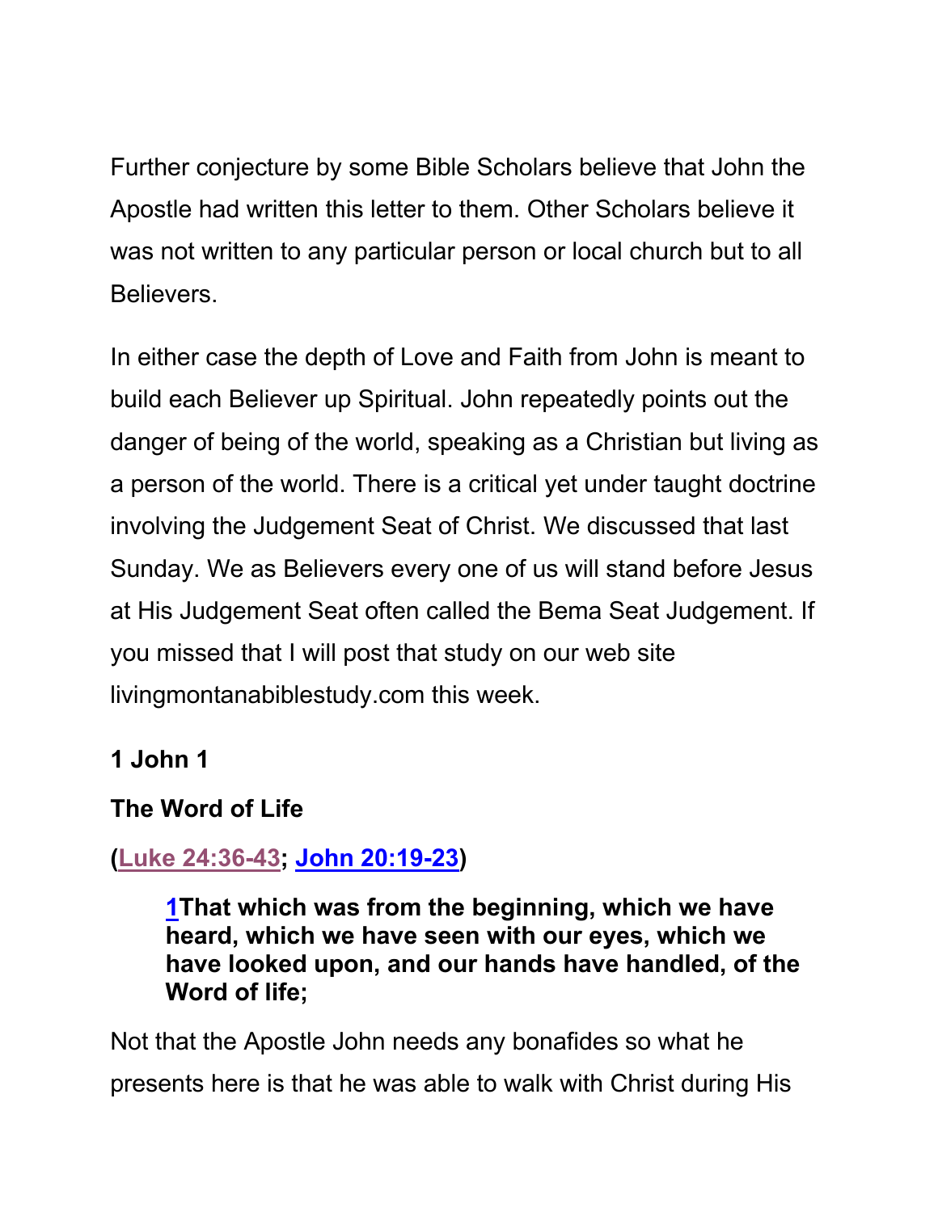Further conjecture by some Bible Scholars believe that John the Apostle had written this letter to them. Other Scholars believe it was not written to any particular person or local church but to all Believers.

In either case the depth of Love and Faith from John is meant to build each Believer up Spiritual. John repeatedly points out the danger of being of the world, speaking as a Christian but living as a person of the world. There is a critical yet under taught doctrine involving the Judgement Seat of Christ. We discussed that last Sunday. We as Believers every one of us will stand before Jesus at His Judgement Seat often called the Bema Seat Judgement. If you missed that I will post that study on our web site livingmontanabiblestudy.com this week.

**1 John 1**

**The Word of Life**

**(Luke 24:36-43; John 20:19-23)**

> **1That which was from the beginning, which we have heard, which we have seen with our eyes, which we have looked upon, and our hands have handled, of the Word of life;**

Not that the Apostle John needs any bonafides so what he presents here is that he was able to walk with Christ during His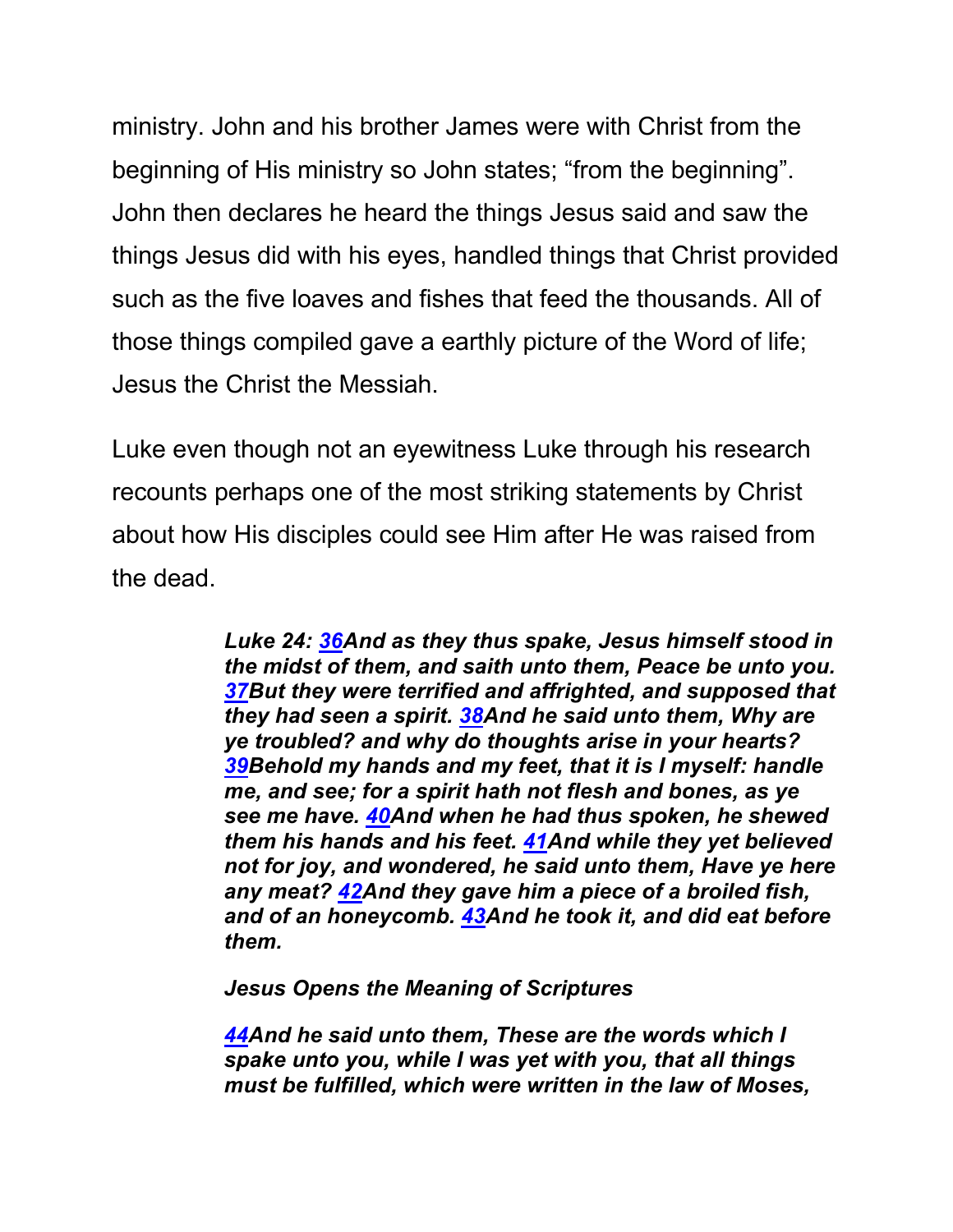ministry. John and his brother James were with Christ from the beginning of His ministry so John states; “from the beginning”. John then declares he heard the things Jesus said and saw the things Jesus did with his eyes, handled things that Christ provided such as the five loaves and fishes that feed the thousands. All of those things compiled gave a earthly picture of the Word of life; Jesus the Christ the Messiah.

Luke even though not an eyewitness Luke through his research recounts perhaps one of the most striking statements by Christ about how His disciples could see Him after He was raised from the dead.

> ***Luke 24: 36And as they thus spake, Jesus himself stood in the midst of them, and saith unto them, Peace be unto you. 37But they were terrified and affrighted, and supposed that they had seen a spirit. 38And he said unto them, Why are ye troubled? and why do thoughts arise in your hearts? 39Behold my hands and my feet, that it is I myself: handle me, and see; for a spirit hath not flesh and bones, as ye see me have. 40And when he had thus spoken, he shewed them his hands and his feet. 41And while they yet believed not for joy, and wondered, he said unto them, Have ye here any meat? 42And they gave him a piece of a broiled fish, and of an honeycomb. 43And he took it, and did eat before them.***
>
> ***Jesus Opens the Meaning of Scriptures***
>
> ***44And he said unto them, These are the words which I spake unto you, while I was yet with you, that all things must be fulfilled, which were written in the law of Moses,***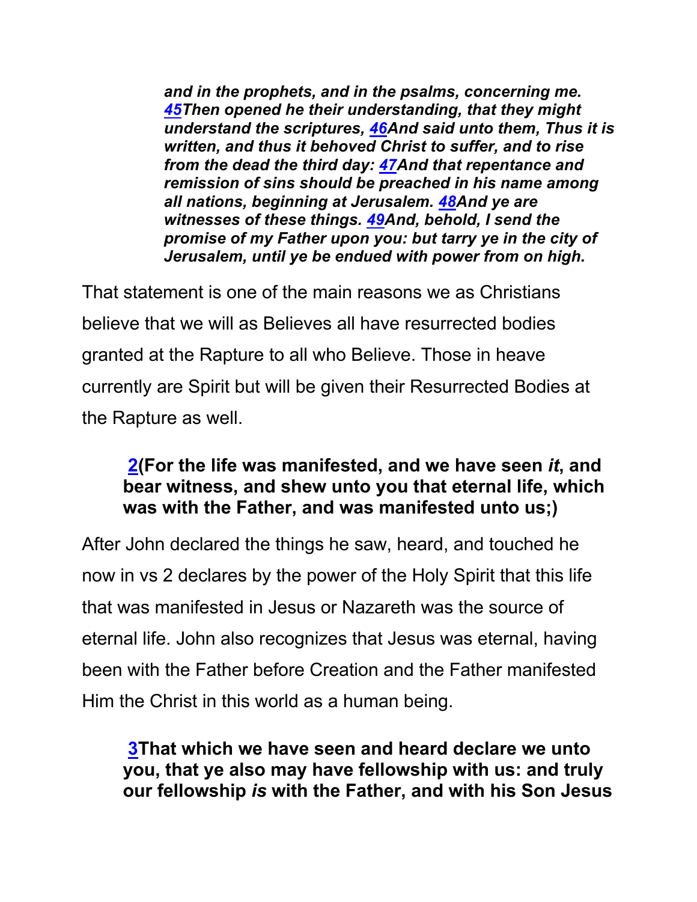> ***and in the prophets, and in the psalms, concerning me. 45Then opened he their understanding, that they might understand the scriptures, 46And said unto them, Thus it is written, and thus it behoved Christ to suffer, and to rise from the dead the third day: 47And that repentance and remission of sins should be preached in his name among all nations, beginning at Jerusalem. 48And ye are witnesses of these things. 49And, behold, I send the promise of my Father upon you: but tarry ye in the city of Jerusalem, until ye be endued with power from on high.***

That statement is one of the main reasons we as Christians believe that we will as Believes all have resurrected bodies granted at the Rapture to all who Believe. Those in heave currently are Spirit but will be given their Resurrected Bodies at the Rapture as well.

> **2(For the life was manifested, and we have seen *it*, and bear witness, and shew unto you that eternal life, which was with the Father, and was manifested unto us;)**

After John declared the things he saw, heard, and touched he now in vs 2 declares by the power of the Holy Spirit that this life that was manifested in Jesus or Nazareth was the source of eternal life. John also recognizes that Jesus was eternal, having been with the Father before Creation and the Father manifested Him the Christ in this world as a human being.

> **3That which we have seen and heard declare we unto you, that ye also may have fellowship with us: and truly our fellowship *is* with the Father, and with his Son Jesus**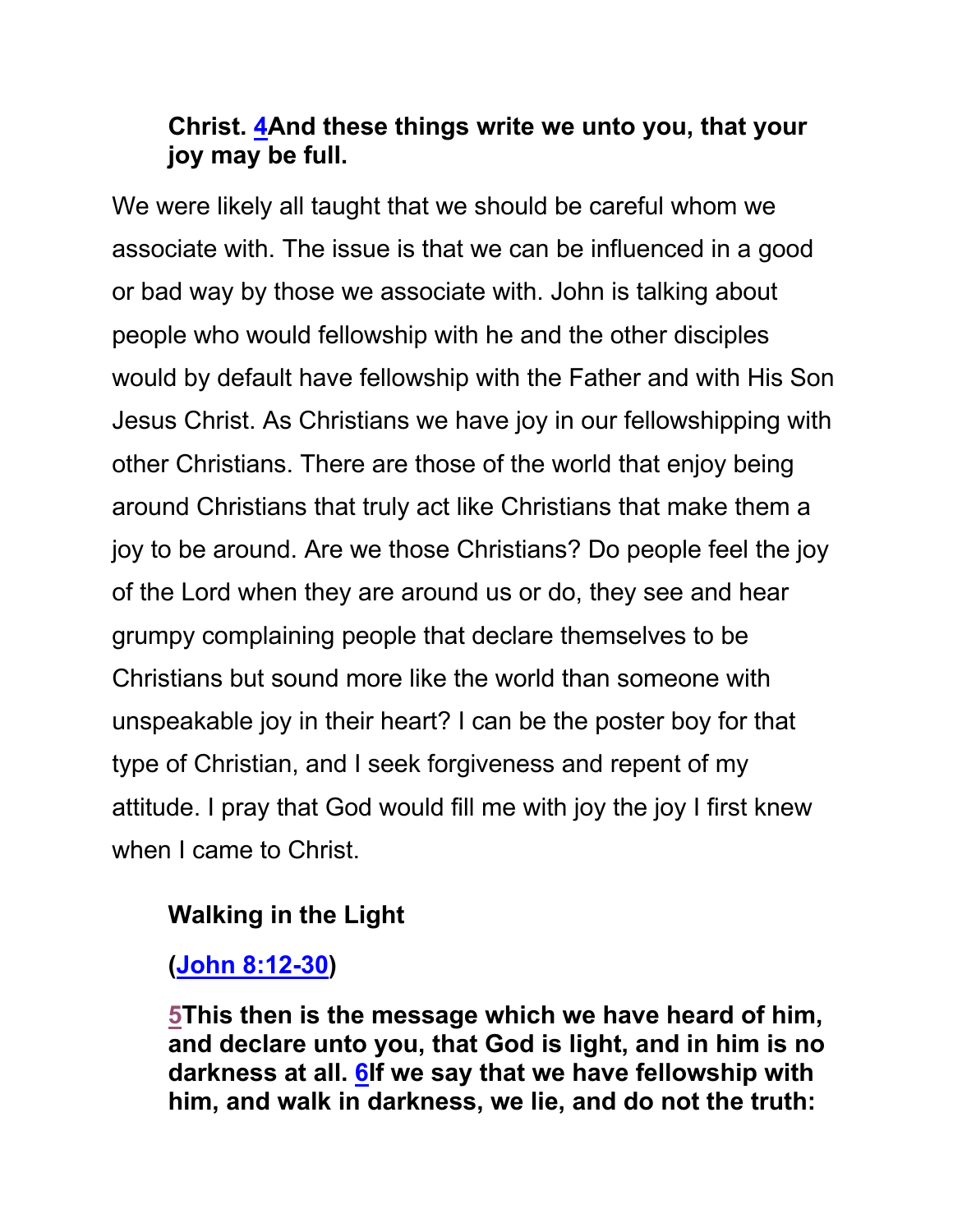**Christ. [4](#)And these things write we unto you, that your joy may be full.**

We were likely all taught that we should be careful whom we associate with. The issue is that we can be influenced in a good or bad way by those we associate with. John is talking about people who would fellowship with he and the other disciples would by default have fellowship with the Father and with His Son Jesus Christ. As Christians we have joy in our fellowshipping with other Christians. There are those of the world that enjoy being around Christians that truly act like Christians that make them a joy to be around. Are we those Christians? Do people feel the joy of the Lord when they are around us or do, they see and hear grumpy complaining people that declare themselves to be Christians but sound more like the world than someone with unspeakable joy in their heart? I can be the poster boy for that type of Christian, and I seek forgiveness and repent of my attitude. I pray that God would fill me with joy the joy I first knew when I came to Christ.

**Walking in the Light**

**([John 8:12-30](#))**

**[5](#)This then is the message which we have heard of him, and declare unto you, that God is light, and in him is no darkness at all. [6](#)If we say that we have fellowship with him, and walk in darkness, we lie, and do not the truth:**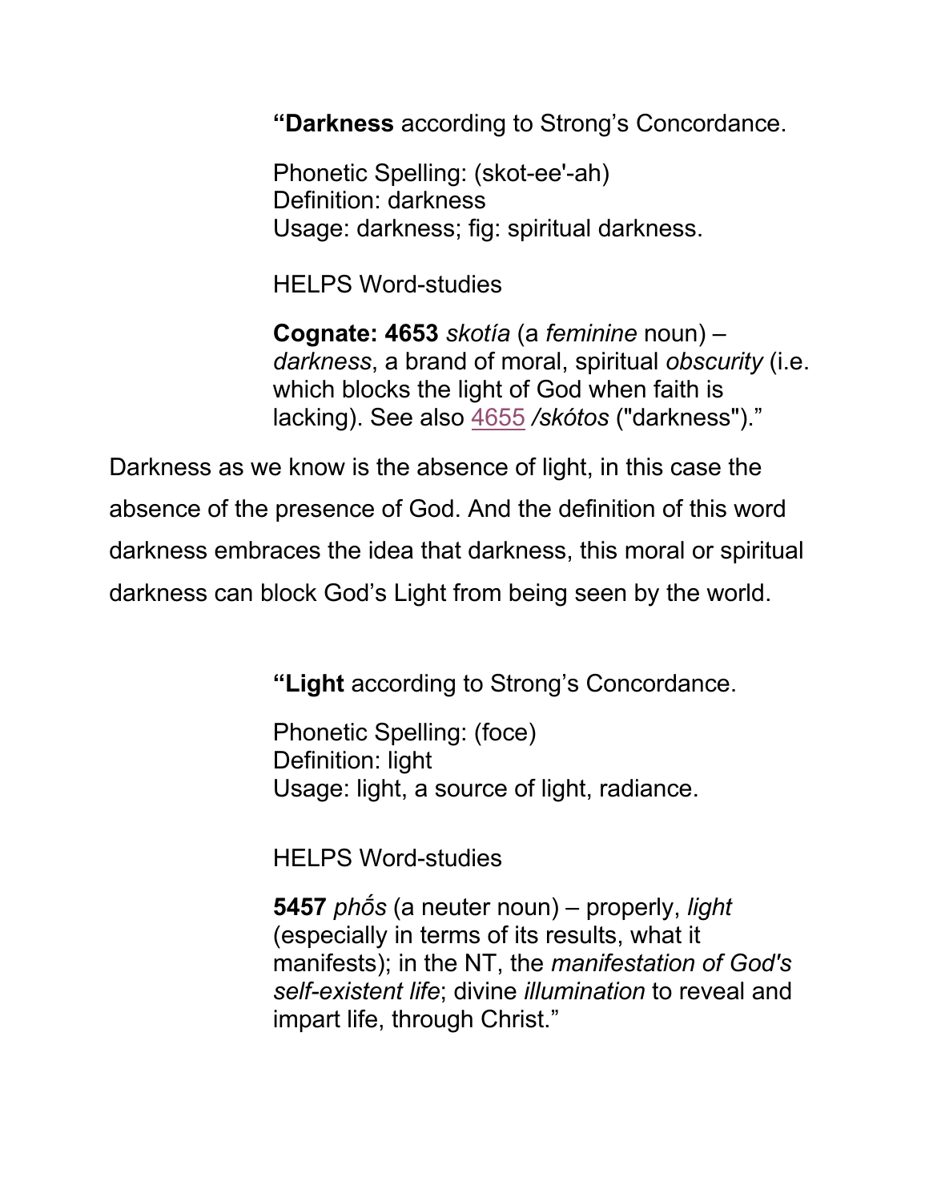> "**Darkness** according to Strong's Concordance.
>
> Phonetic Spelling: (skot-ee'-ah)
> Definition: darkness
> Usage: darkness; fig: spiritual darkness.
>
> HELPS Word-studies
>
> **Cognate: 4653** *skotía* (a *feminine* noun) – *darkness*, a brand of moral, spiritual *obscurity* (i.e. which blocks the light of God when faith is lacking). See also 4655 */skótos* ("darkness")."

Darkness as we know is the absence of light, in this case the absence of the presence of God. And the definition of this word darkness embraces the idea that darkness, this moral or spiritual darkness can block God's Light from being seen by the world.

> "**Light** according to Strong's Concordance.
>
> Phonetic Spelling: (foce)
> Definition: light
> Usage: light, a source of light, radiance.
>
> HELPS Word-studies
>
> **5457** *phṓs* (a neuter noun) – properly, *light* (especially in terms of its results, what it manifests); in the NT, the *manifestation of God's self-existent life*; divine *illumination* to reveal and impart life, through Christ."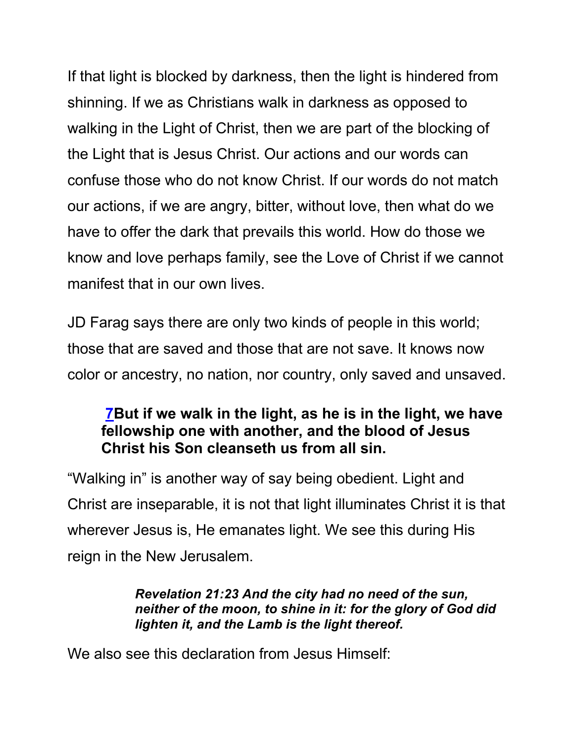If that light is blocked by darkness, then the light is hindered from shinning. If we as Christians walk in darkness as opposed to walking in the Light of Christ, then we are part of the blocking of the Light that is Jesus Christ. Our actions and our words can confuse those who do not know Christ. If our words do not match our actions, if we are angry, bitter, without love, then what do we have to offer the dark that prevails this world. How do those we know and love perhaps family, see the Love of Christ if we cannot manifest that in our own lives.

JD Farag says there are only two kinds of people in this world; those that are saved and those that are not save. It knows now color or ancestry, no nation, nor country, only saved and unsaved.

> **7But if we walk in the light, as he is in the light, we have fellowship one with another, and the blood of Jesus Christ his Son cleanseth us from all sin.**

"Walking in" is another way of say being obedient. Light and Christ are inseparable, it is not that light illuminates Christ it is that wherever Jesus is, He emanates light. We see this during His reign in the New Jerusalem.

> ***Revelation 21:23 And the city had no need of the sun, neither of the moon, to shine in it: for the glory of God did lighten it, and the Lamb is the light thereof.***

We also see this declaration from Jesus Himself: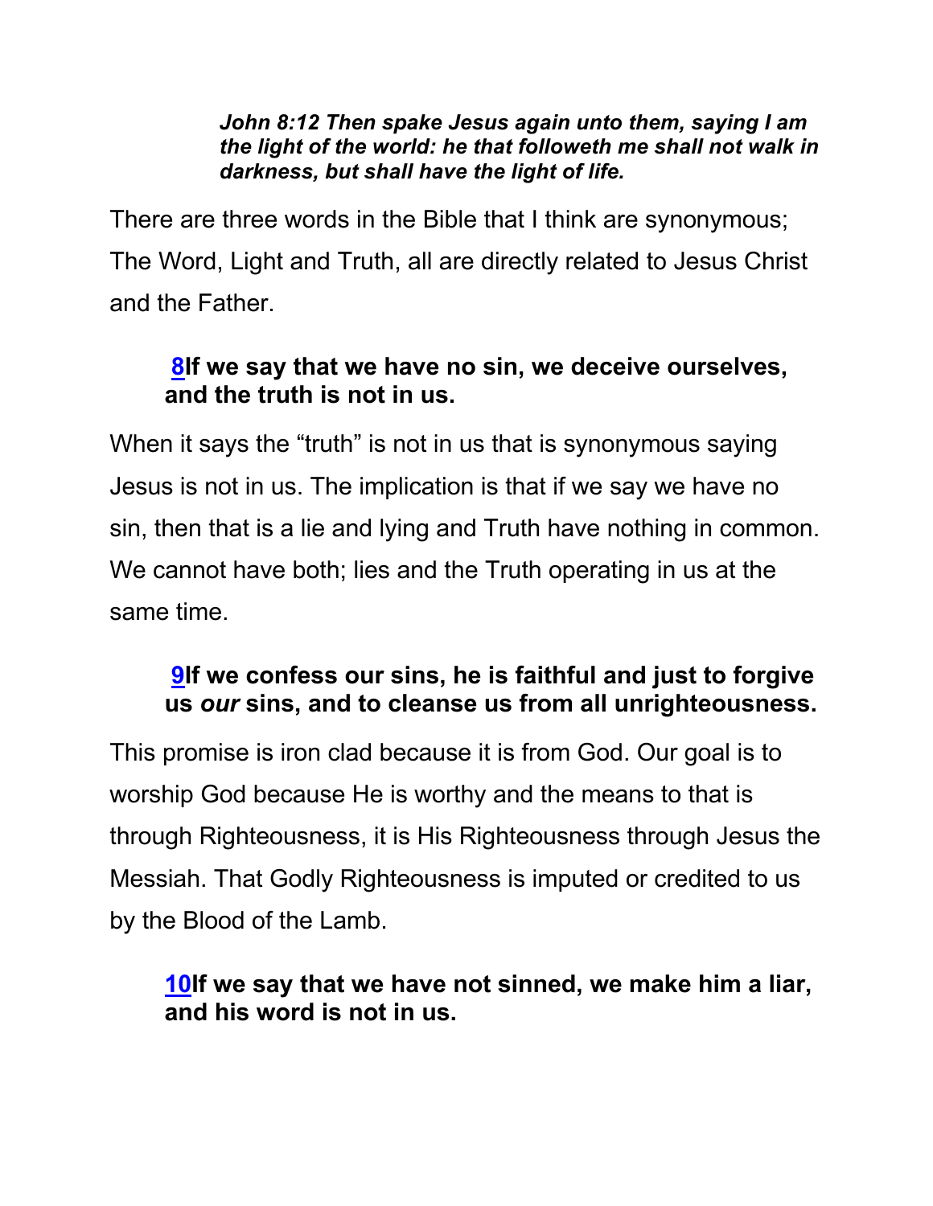***John 8:12 Then spake Jesus again unto them, saying I am the light of the world: he that followeth me shall not walk in darkness, but shall have the light of life.***

There are three words in the Bible that I think are synonymous; The Word, Light and Truth, all are directly related to Jesus Christ and the Father.

> **8If we say that we have no sin, we deceive ourselves, and the truth is not in us.**

When it says the "truth" is not in us that is synonymous saying Jesus is not in us. The implication is that if we say we have no sin, then that is a lie and lying and Truth have nothing in common. We cannot have both; lies and the Truth operating in us at the same time.

> **9If we confess our sins, he is faithful and just to forgive us *our* sins, and to cleanse us from all unrighteousness.**

This promise is iron clad because it is from God. Our goal is to worship God because He is worthy and the means to that is through Righteousness, it is His Righteousness through Jesus the Messiah. That Godly Righteousness is imputed or credited to us by the Blood of the Lamb.

> **10If we say that we have not sinned, we make him a liar, and his word is not in us.**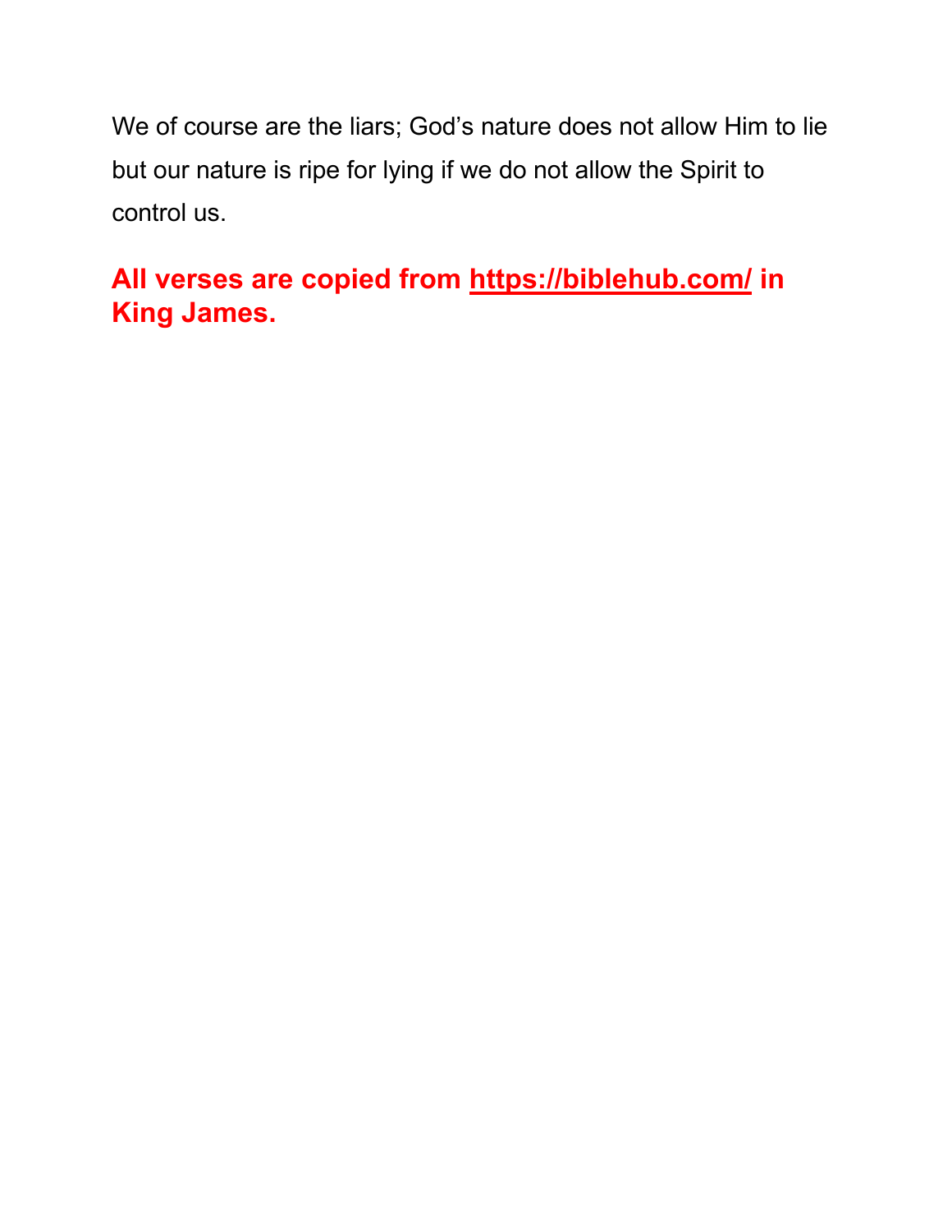We of course are the liars; God's nature does not allow Him to lie but our nature is ripe for lying if we do not allow the Spirit to control us.

**All verses are copied from [https://biblehub.com/](https://biblehub.com/) in King James.**